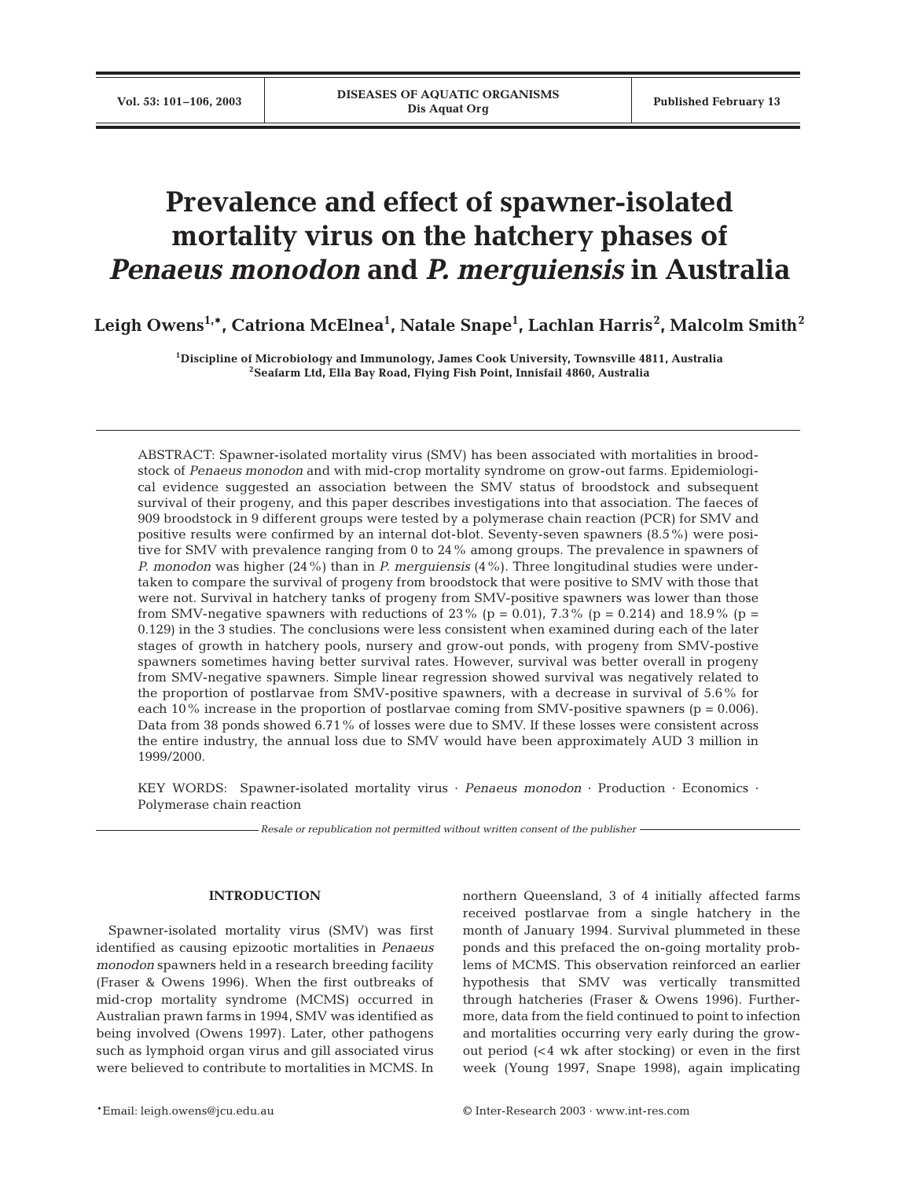# Prevalence and effect of spawner-isolated mortality virus on the hatchery phases of *Penaeus monodon* and *P. merguiensis* in Australia

**Leigh Owens[1,*], Catriona McElnea[1], Natale Snape[1], Lachlan Harris[2], Malcolm Smith[2]**

[1]Discipline of Microbiology and Immunology, James Cook University, Townsville 4811, Australia
[2]Seafarm Ltd, Ella Bay Road, Flying Fish Point, Innisfail 4860, Australia

ABSTRACT: Spawner-isolated mortality virus (SMV) has been associated with mortalities in broodstock of *Penaeus monodon* and with mid-crop mortality syndrome on grow-out farms. Epidemiological evidence suggested an association between the SMV status of broodstock and subsequent survival of their progeny, and this paper describes investigations into that association. The faeces of 909 broodstock in 9 different groups were tested by a polymerase chain reaction (PCR) for SMV and positive results were confirmed by an internal dot-blot. Seventy-seven spawners (8.5%) were positive for SMV with prevalence ranging from 0 to 24% among groups. The prevalence in spawners of *P. monodon* was higher (24%) than in *P. merguiensis* (4%). Three longitudinal studies were undertaken to compare the survival of progeny from broodstock that were positive to SMV with those that were not. Survival in hatchery tanks of progeny from SMV-positive spawners was lower than those from SMV-negative spawners with reductions of 23% ($p = 0.01$), 7.3% ($p = 0.214$) and 18.9% ($p = 0.129$) in the 3 studies. The conclusions were less consistent when examined during each of the later stages of growth in hatchery pools, nursery and grow-out ponds, with progeny from SMV-postive spawners sometimes having better survival rates. However, survival was better overall in progeny from SMV-negative spawners. Simple linear regression showed survival was negatively related to the proportion of postlarvae from SMV-positive spawners, with a decrease in survival of 5.6% for each 10% increase in the proportion of postlarvae coming from SMV-positive spawners ($p = 0.006$). Data from 38 ponds showed 6.71% of losses were due to SMV. If these losses were consistent across the entire industry, the annual loss due to SMV would have been approximately AUD 3 million in 1999/2000.

KEY WORDS: Spawner-isolated mortality virus · *Penaeus monodon* · Production · Economics · Polymerase chain reaction

*Resale or republication not permitted without written consent of the publisher*

## INTRODUCTION

Spawner-isolated mortality virus (SMV) was first identified as causing epizootic mortalities in *Penaeus monodon* spawners held in a research breeding facility (Fraser & Owens 1996). When the first outbreaks of mid-crop mortality syndrome (MCMS) occurred in Australian prawn farms in 1994, SMV was identified as being involved (Owens 1997). Later, other pathogens such as lymphoid organ virus and gill associated virus were believed to contribute to mortalities in MCMS. In northern Queensland, 3 of 4 initially affected farms received postlarvae from a single hatchery in the month of January 1994. Survival plummeted in these ponds and this prefaced the on-going mortality problems of MCMS. This observation reinforced an earlier hypothesis that SMV was vertically transmitted through hatcheries (Fraser & Owens 1996). Furthermore, data from the field continued to point to infection and mortalities occurring very early during the grow-out period (<4 wk after stocking) or even in the first week (Young 1997, Snape 1998), again implicating

*Email: leigh.owens@jcu.edu.au

© Inter-Research 2003 · www.int-res.com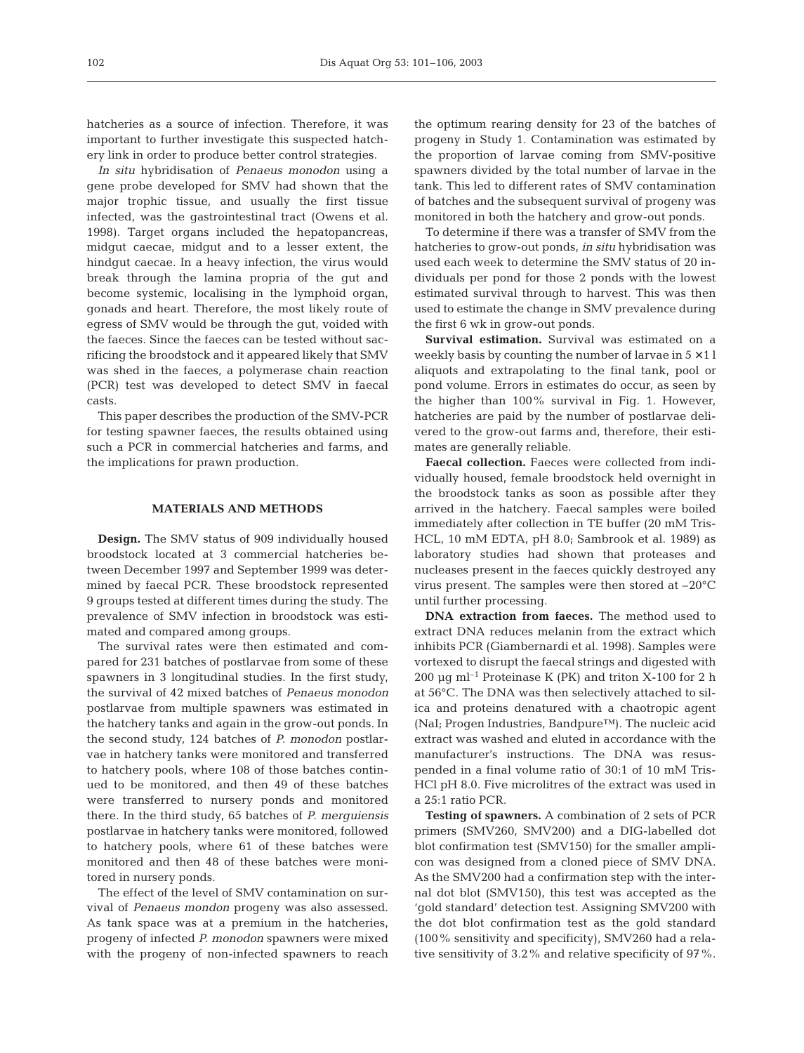hatcheries as a source of infection. Therefore, it was important to further investigate this suspected hatchery link in order to produce better control strategies.

*In situ* hybridisation of *Penaeus monodon* using a gene probe developed for SMV had shown that the major trophic tissue, and usually the first tissue infected, was the gastrointestinal tract (Owens et al. 1998). Target organs included the hepatopancreas, midgut caecae, midgut and to a lesser extent, the hindgut caecae. In a heavy infection, the virus would break through the lamina propria of the gut and become systemic, localising in the lymphoid organ, gonads and heart. Therefore, the most likely route of egress of SMV would be through the gut, voided with the faeces. Since the faeces can be tested without sacrificing the broodstock and it appeared likely that SMV was shed in the faeces, a polymerase chain reaction (PCR) test was developed to detect SMV in faecal casts.

This paper describes the production of the SMV-PCR for testing spawner faeces, the results obtained using such a PCR in commercial hatcheries and farms, and the implications for prawn production.

## MATERIALS AND METHODS

**Design.** The SMV status of 909 individually housed broodstock located at 3 commercial hatcheries between December 1997 and September 1999 was determined by faecal PCR. These broodstock represented 9 groups tested at different times during the study. The prevalence of SMV infection in broodstock was estimated and compared among groups.

The survival rates were then estimated and compared for 231 batches of postlarvae from some of these spawners in 3 longitudinal studies. In the first study, the survival of 42 mixed batches of *Penaeus monodon* postlarvae from multiple spawners was estimated in the hatchery tanks and again in the grow-out ponds. In the second study, 124 batches of *P. monodon* postlarvae in hatchery tanks were monitored and transferred to hatchery pools, where 108 of those batches continued to be monitored, and then 49 of these batches were transferred to nursery ponds and monitored there. In the third study, 65 batches of *P. merguiensis* postlarvae in hatchery tanks were monitored, followed to hatchery pools, where 61 of these batches were monitored and then 48 of these batches were monitored in nursery ponds.

The effect of the level of SMV contamination on survival of *Penaeus mondon* progeny was also assessed. As tank space was at a premium in the hatcheries, progeny of infected *P. monodon* spawners were mixed with the progeny of non-infected spawners to reach the optimum rearing density for 23 of the batches of progeny in Study 1. Contamination was estimated by the proportion of larvae coming from SMV-positive spawners divided by the total number of larvae in the tank. This led to different rates of SMV contamination of batches and the subsequent survival of progeny was monitored in both the hatchery and grow-out ponds.

To determine if there was a transfer of SMV from the hatcheries to grow-out ponds, *in situ* hybridisation was used each week to determine the SMV status of 20 individuals per pond for those 2 ponds with the lowest estimated survival through to harvest. This was then used to estimate the change in SMV prevalence during the first 6 wk in grow-out ponds.

**Survival estimation.** Survival was estimated on a weekly basis by counting the number of larvae in $5 \times 1$ l aliquots and extrapolating to the final tank, pool or pond volume. Errors in estimates do occur, as seen by the higher than 100% survival in Fig. 1. However, hatcheries are paid by the number of postlarvae delivered to the grow-out farms and, therefore, their estimates are generally reliable.

**Faecal collection.** Faeces were collected from individually housed, female broodstock held overnight in the broodstock tanks as soon as possible after they arrived in the hatchery. Faecal samples were boiled immediately after collection in TE buffer (20 mM Tris-HCL, 10 mM EDTA, pH 8.0; Sambrook et al. 1989) as laboratory studies had shown that proteases and nucleases present in the faeces quickly destroyed any virus present. The samples were then stored at –20°C until further processing.

**DNA extraction from faeces.** The method used to extract DNA reduces melanin from the extract which inhibits PCR (Giambernardi et al. 1998). Samples were vortexed to disrupt the faecal strings and digested with 200 µg ml$^{-1}$ Proteinase K (PK) and triton X-100 for 2 h at 56°C. The DNA was then selectively attached to silica and proteins denatured with a chaotropic agent (NaI; Progen Industries, Bandpure™). The nucleic acid extract was washed and eluted in accordance with the manufacturer's instructions. The DNA was resuspended in a final volume ratio of 30:1 of 10 mM Tris-HCl pH 8.0. Five microlitres of the extract was used in a 25:1 ratio PCR.

**Testing of spawners.** A combination of 2 sets of PCR primers (SMV260, SMV200) and a DIG-labelled dot blot confirmation test (SMV150) for the smaller amplicon was designed from a cloned piece of SMV DNA. As the SMV200 had a confirmation step with the internal dot blot (SMV150), this test was accepted as the 'gold standard' detection test. Assigning SMV200 with the dot blot confirmation test as the gold standard (100% sensitivity and specificity), SMV260 had a relative sensitivity of 3.2% and relative specificity of 97%.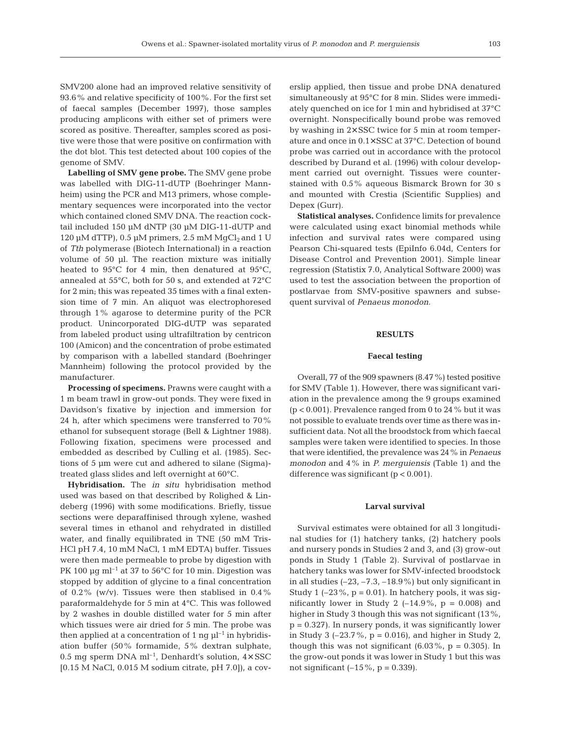SMV200 alone had an improved relative sensitivity of 93.6% and relative specificity of 100%. For the first set of faecal samples (December 1997), those samples producing amplicons with either set of primers were scored as positive. Thereafter, samples scored as positive were those that were positive on confirmation with the dot blot. This test detected about 100 copies of the genome of SMV.

**Labelling of SMV gene probe.** The SMV gene probe was labelled with DIG-11-dUTP (Boehringer Mannheim) using the PCR and M13 primers, whose complementary sequences were incorporated into the vector which contained cloned SMV DNA. The reaction cocktail included 150 µM dNTP (30 µM DIG-11-dUTP and 120 µM dTTP), 0.5 µM primers, 2.5 mM $MgCl_2$ and 1 U of *Tth* polymerase (Biotech International) in a reaction volume of 50 µl. The reaction mixture was initially heated to 95°C for 4 min, then denatured at 95°C, annealed at 55°C, both for 50 s, and extended at 72°C for 2 min; this was repeated 35 times with a final extension time of 7 min. An aliquot was electrophoresed through 1% agarose to determine purity of the PCR product. Unincorporated DIG-dUTP was separated from labeled product using ultrafiltration by centricon 100 (Amicon) and the concentration of probe estimated by comparison with a labelled standard (Boehringer Mannheim) following the protocol provided by the manufacturer.

**Processing of specimens.** Prawns were caught with a 1 m beam trawl in grow-out ponds. They were fixed in Davidson's fixative by injection and immersion for 24 h, after which specimens were transferred to 70% ethanol for subsequent storage (Bell & Lightner 1988). Following fixation, specimens were processed and embedded as described by Culling et al. (1985). Sections of 5 µm were cut and adhered to silane (Sigma)-treated glass slides and left overnight at 60°C.

**Hybridisation.** The *in situ* hybridisation method used was based on that described by Rolighed & Lindeberg (1996) with some modifications. Briefly, tissue sections were deparaffinised through xylene, washed several times in ethanol and rehydrated in distilled water, and finally equilibrated in TNE (50 mM Tris-HCl pH 7.4, 10 mM NaCl, 1 mM EDTA) buffer. Tissues were then made permeable to probe by digestion with PK 100 µg $ml^{-1}$ at 37 to 56°C for 10 min. Digestion was stopped by addition of glycine to a final concentration of 0.2% (w/v). Tissues were then stablised in 0.4% paraformaldehyde for 5 min at 4°C. This was followed by 2 washes in double distilled water for 5 min after which tissues were air dried for 5 min. The probe was then applied at a concentration of 1 ng $\mu l^{-1}$ in hybridisation buffer (50% formamide, 5% dextran sulphate, 0.5 mg sperm DNA $ml^{-1}$, Denhardt's solution, 4×SSC [0.15 M NaCl, 0.015 M sodium citrate, pH 7.0]), a coverslip applied, then tissue and probe DNA denatured simultaneously at 95°C for 8 min. Slides were immediately quenched on ice for 1 min and hybridised at 37°C overnight. Nonspecifically bound probe was removed by washing in 2×SSC twice for 5 min at room temperature and once in 0.1×SSC at 37°C. Detection of bound probe was carried out in accordance with the protocol described by Durand et al. (1996) with colour development carried out overnight. Tissues were counterstained with 0.5% aqueous Bismarck Brown for 30 s and mounted with Crestia (Scientific Supplies) and Depex (Gurr).

**Statistical analyses.** Confidence limits for prevalence were calculated using exact binomial methods while infection and survival rates were compared using Pearson Chi-squared tests (EpiInfo 6.04d, Centers for Disease Control and Prevention 2001). Simple linear regression (Statistix 7.0, Analytical Software 2000) was used to test the association between the proportion of postlarvae from SMV-positive spawners and subsequent survival of *Penaeus monodon*.

## RESULTS

### Faecal testing

Overall, 77 of the 909 spawners (8.47%) tested positive for SMV (Table 1). However, there was significant variation in the prevalence among the 9 groups examined ($p < 0.001$). Prevalence ranged from 0 to 24% but it was not possible to evaluate trends over time as there was insufficient data. Not all the broodstock from which faecal samples were taken were identified to species. In those that were identified, the prevalence was 24% in *Penaeus monodon* and 4% in *P. merguiensis* (Table 1) and the difference was significant ($p < 0.001$).

### Larval survival

Survival estimates were obtained for all 3 longitudinal studies for (1) hatchery tanks, (2) hatchery pools and nursery ponds in Studies 2 and 3, and (3) grow-out ponds in Study 1 (Table 2). Survival of postlarvae in hatchery tanks was lower for SMV-infected broodstock in all studies (–23, –7.3, –18.9%) but only significant in Study 1 (–23%, $p = 0.01$). In hatchery pools, it was significantly lower in Study 2 (–14.9%, $p = 0.008$) and higher in Study 3 though this was not significant (13%, $p = 0.327$). In nursery ponds, it was significantly lower in Study 3 (–23.7%, $p = 0.016$), and higher in Study 2, though this was not significant (6.03%, $p = 0.305$). In the grow-out ponds it was lower in Study 1 but this was not significant (–15%, $p = 0.339$).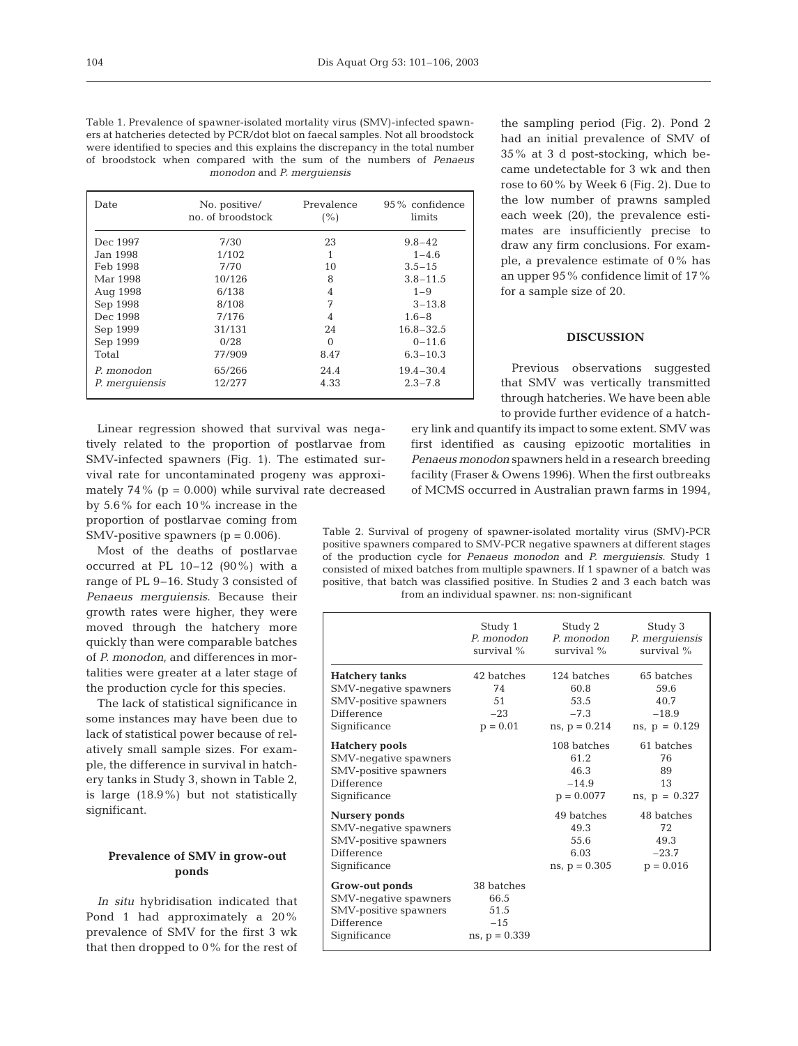Table 1. Prevalence of spawner-isolated mortality virus (SMV)-infected spawners at hatcheries detected by PCR/dot blot on faecal samples. Not all broodstock were identified to species and this explains the discrepancy in the total number of broodstock when compared with the sum of the numbers of *Penaeus monodon* and *P. merguiensis*

| Date | No. positive/ no. of broodstock | Prevalence (%) | 95% confidence limits |
|---|---|---|---|
| Dec 1997 | 7/30 | 23 | 9.8–42 |
| Jan 1998 | 1/102 | 1 | 1–4.6 |
| Feb 1998 | 7/70 | 10 | 3.5–15 |
| Mar 1998 | 10/126 | 8 | 3.8–11.5 |
| Aug 1998 | 6/138 | 4 | 1–9 |
| Sep 1998 | 8/108 | 7 | 3–13.8 |
| Dec 1998 | 7/176 | 4 | 1.6–8 |
| Sep 1999 | 31/131 | 24 | 16.8–32.5 |
| Sep 1999 | 0/28 | 0 | 0–11.6 |
| Total | 77/909 | 8.47 | 6.3–10.3 |
| *P. monodon* | 65/266 | 24.4 | 19.4–30.4 |
| *P. merguiensis* | 12/277 | 4.33 | 2.3–7.8 |

Linear regression showed that survival was negatively related to the proportion of postlarvae from SMV-infected spawners (Fig. 1). The estimated survival rate for uncontaminated progeny was approximately 74% ($p = 0.000$) while survival rate decreased by 5.6% for each 10% increase in the proportion of postlarvae coming from SMV-positive spawners ($p = 0.006$).

Most of the deaths of postlarvae occurred at PL 10–12 (90%) with a range of PL 9–16. Study 3 consisted of *Penaeus merguiensis*. Because their growth rates were higher, they were moved through the hatchery more quickly than were comparable batches of *P. monodon*, and differences in mortalities were greater at a later stage of the production cycle for this species.

The lack of statistical significance in some instances may have been due to lack of statistical power because of relatively small sample sizes. For example, the difference in survival in hatchery tanks in Study 3, shown in Table 2, is large (18.9%) but not statistically significant.

### Prevalence of SMV in grow-out ponds

*In situ* hybridisation indicated that Pond 1 had approximately a 20% prevalence of SMV for the first 3 wk that then dropped to 0% for the rest of the sampling period (Fig. 2). Pond 2 had an initial prevalence of SMV of 35% at 3 d post-stocking, which became undetectable for 3 wk and then rose to 60% by Week 6 (Fig. 2). Due to the low number of prawns sampled each week (20), the prevalence estimates are insufficiently precise to draw any firm conclusions. For example, a prevalence estimate of 0% has an upper 95% confidence limit of 17% for a sample size of 20.

## DISCUSSION

Previous observations suggested that SMV was vertically transmitted through hatcheries. We have been able to provide further evidence of a hatchery link and quantify its impact to some extent. SMV was first identified as causing epizootic mortalities in *Penaeus monodon* spawners held in a research breeding facility (Fraser & Owens 1996). When the first outbreaks of MCMS occurred in Australian prawn farms in 1994,

Table 2. Survival of progeny of spawner-isolated mortality virus (SMV)-PCR positive spawners compared to SMV-PCR negative spawners at different stages of the production cycle for *Penaeus monodon* and *P. merguiensis*. Study 1 consisted of mixed batches from multiple spawners. If 1 spawner of a batch was positive, that batch was classified positive. In Studies 2 and 3 each batch was from an individual spawner. ns: non-significant

| | Study 1 *P. monodon* survival % | Study 2 *P. monodon* survival % | Study 3 *P. merguiensis* survival % |
|---|---|---|---|
| **Hatchery tanks** | 42 batches | 124 batches | 65 batches |
| SMV-negative spawners | 74 | 60.8 | 59.6 |
| SMV-positive spawners | 51 | 53.5 | 40.7 |
| Difference | −23 | −7.3 | −18.9 |
| Significance | $p = 0.01$ | ns, $p = 0.214$ | ns, $p = 0.129$ |
| **Hatchery pools** | | 108 batches | 61 batches |
| SMV-negative spawners | | 61.2 | 76 |
| SMV-positive spawners | | 46.3 | 89 |
| Difference | | −14.9 | 13 |
| Significance | | $p = 0.0077$ | ns, $p = 0.327$ |
| **Nursery ponds** | | 49 batches | 48 batches |
| SMV-negative spawners | | 49.3 | 72 |
| SMV-positive spawners | | 55.6 | 49.3 |
| Difference | | 6.03 | −23.7 |
| Significance | | ns, $p = 0.305$ | $p = 0.016$ |
| **Grow-out ponds** | 38 batches | | |
| SMV-negative spawners | 66.5 | | |
| SMV-positive spawners | 51.5 | | |
| Difference | −15 | | |
| Significance | ns, $p = 0.339$ | | |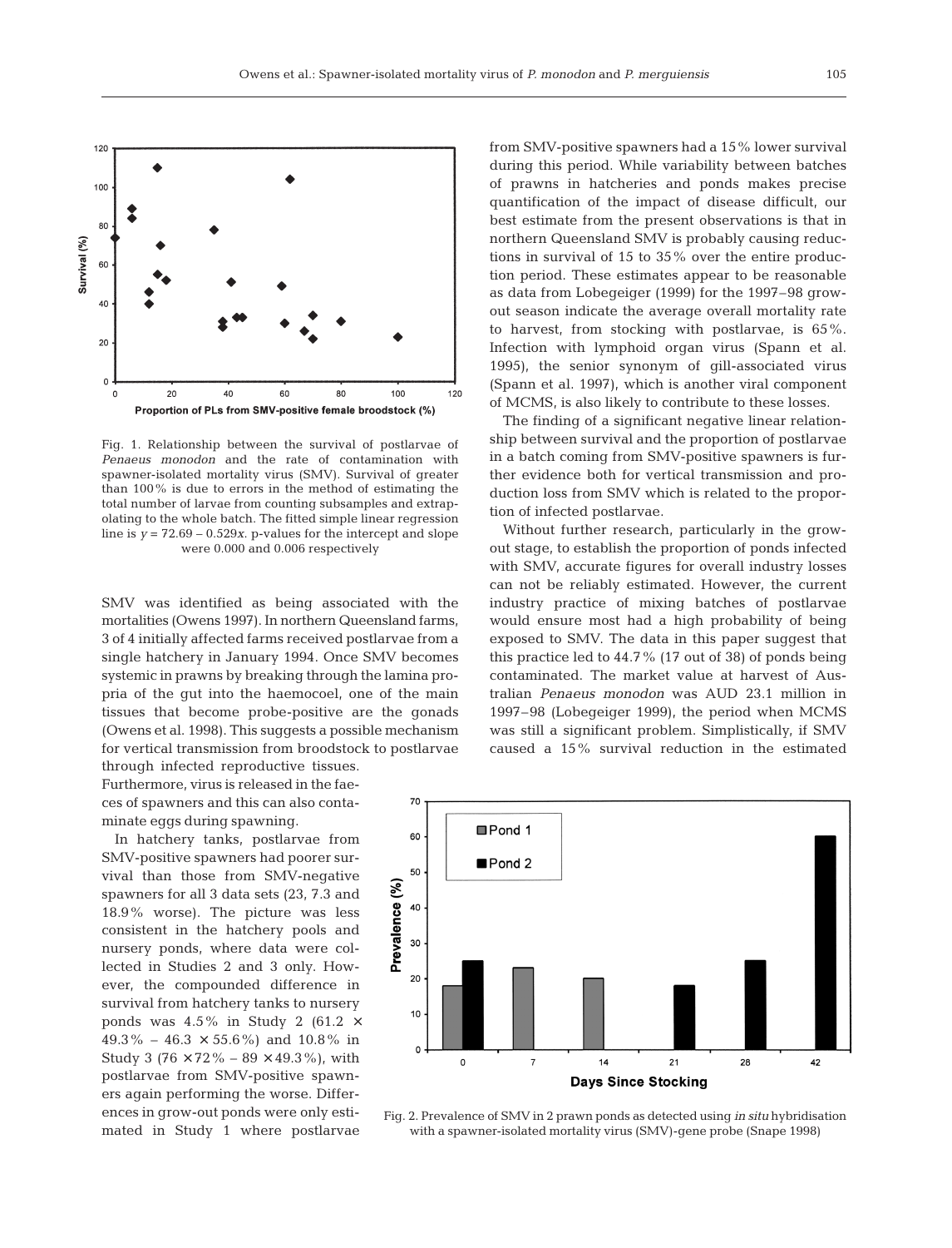Fig. 1. Relationship between the survival of postlarvae of *Penaeus monodon* and the rate of contamination with spawner-isolated mortality virus (SMV). Survival of greater than 100% is due to errors in the method of estimating the total number of larvae from counting subsamples and extrapolating to the whole batch. The fitted simple linear regression line is $y = 72.69 - 0.529x$. p-values for the intercept and slope were 0.000 and 0.006 respectively

SMV was identified as being associated with the mortalities (Owens 1997). In northern Queensland farms, 3 of 4 initially affected farms received postlarvae from a single hatchery in January 1994. Once SMV becomes systemic in prawns by breaking through the lamina propria of the gut into the haemocoel, one of the main tissues that become probe-positive are the gonads (Owens et al. 1998). This suggests a possible mechanism for vertical transmission from broodstock to postlarvae through infected reproductive tissues. Furthermore, virus is released in the faeces of spawners and this can also contaminate eggs during spawning.

In hatchery tanks, postlarvae from SMV-positive spawners had poorer survival than those from SMV-negative spawners for all 3 data sets (23, 7.3 and 18.9% worse). The picture was less consistent in the hatchery pools and nursery ponds, where data were collected in Studies 2 and 3 only. However, the compounded difference in survival from hatchery tanks to nursery ponds was 4.5% in Study 2 ($61.2 \times 49.3\% - 46.3 \times 55.6\%$) and 10.8% in Study 3 ($76 \times 72\% - 89 \times 49.3\%$), with postlarvae from SMV-positive spawners again performing the worse. Differences in grow-out ponds were only estimated in Study 1 where postlarvae from SMV-positive spawners had a 15% lower survival during this period. While variability between batches of prawns in hatcheries and ponds makes precise quantification of the impact of disease difficult, our best estimate from the present observations is that in northern Queensland SMV is probably causing reductions in survival of 15 to 35% over the entire production period. These estimates appear to be reasonable as data from Lobegeiger (1999) for the 1997–98 grow-out season indicate the average overall mortality rate to harvest, from stocking with postlarvae, is 65%. Infection with lymphoid organ virus (Spann et al. 1995), the senior synonym of gill-associated virus (Spann et al. 1997), which is another viral component of MCMS, is also likely to contribute to these losses.

The finding of a significant negative linear relationship between survival and the proportion of postlarvae in a batch coming from SMV-positive spawners is further evidence both for vertical transmission and production loss from SMV which is related to the proportion of infected postlarvae.

Without further research, particularly in the grow-out stage, to establish the proportion of ponds infected with SMV, accurate figures for overall industry losses can not be reliably estimated. However, the current industry practice of mixing batches of postlarvae would ensure most had a high probability of being exposed to SMV. The data in this paper suggest that this practice led to 44.7% (17 out of 38) of ponds being contaminated. The market value at harvest of Australian *Penaeus monodon* was AUD 23.1 million in 1997–98 (Lobegeiger 1999), the period when MCMS was still a significant problem. Simplistically, if SMV caused a 15% survival reduction in the estimated

Fig. 2. Prevalence of SMV in 2 prawn ponds as detected using *in situ* hybridisation with a spawner-isolated mortality virus (SMV)-gene probe (Snape 1998)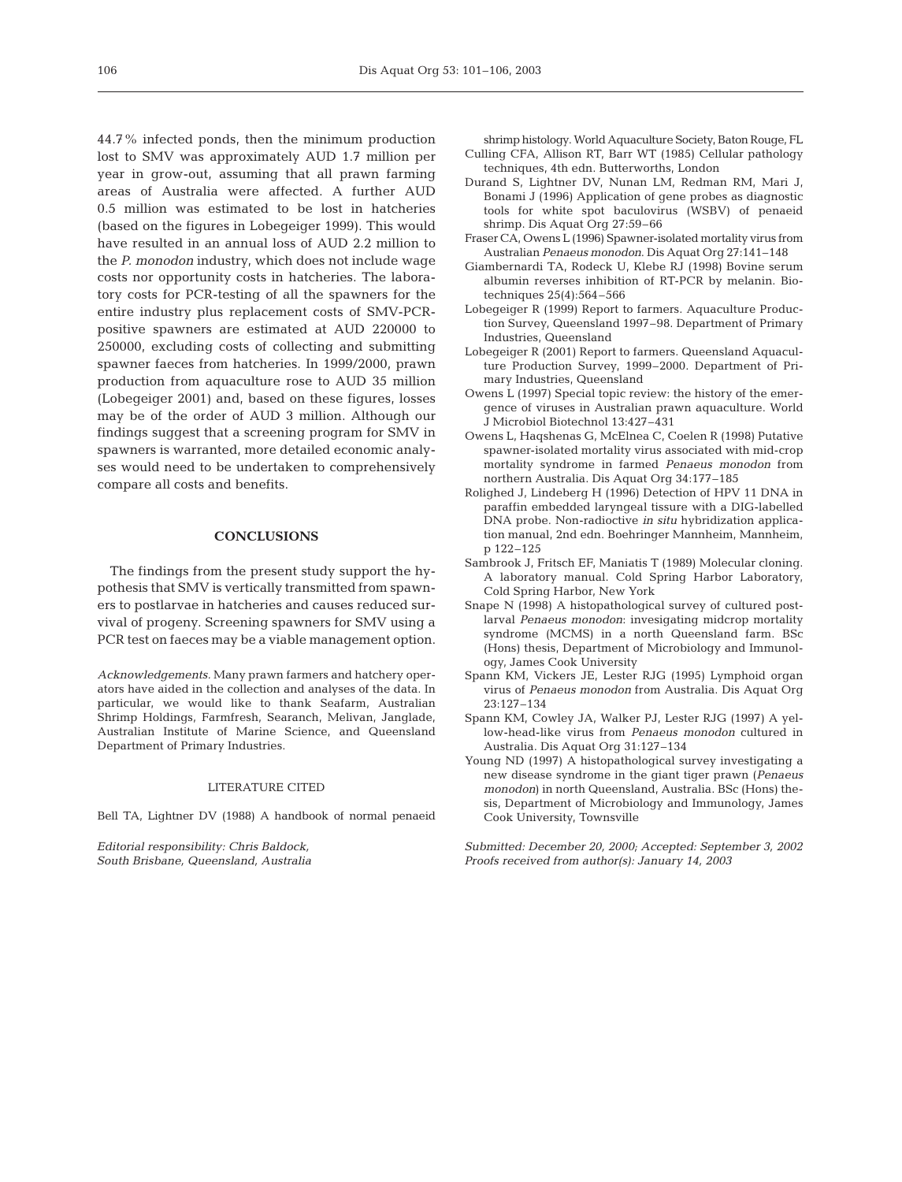44.7% infected ponds, then the minimum production lost to SMV was approximately AUD 1.7 million per year in grow-out, assuming that all prawn farming areas of Australia were affected. A further AUD 0.5 million was estimated to be lost in hatcheries (based on the figures in Lobegeiger 1999). This would have resulted in an annual loss of AUD 2.2 million to the *P. monodon* industry, which does not include wage costs nor opportunity costs in hatcheries. The laboratory costs for PCR-testing of all the spawners for the entire industry plus replacement costs of SMV-PCR-positive spawners are estimated at AUD 220000 to 250000, excluding costs of collecting and submitting spawner faeces from hatcheries. In 1999/2000, prawn production from aquaculture rose to AUD 35 million (Lobegeiger 2001) and, based on these figures, losses may be of the order of AUD 3 million. Although our findings suggest that a screening program for SMV in spawners is warranted, more detailed economic analyses would need to be undertaken to comprehensively compare all costs and benefits.

## CONCLUSIONS

The findings from the present study support the hypothesis that SMV is vertically transmitted from spawners to postlarvae in hatcheries and causes reduced survival of progeny. Screening spawners for SMV using a PCR test on faeces may be a viable management option.

*Acknowledgements.* Many prawn farmers and hatchery operators have aided in the collection and analyses of the data. In particular, we would like to thank Seafarm, Australian Shrimp Holdings, Farmfresh, Searanch, Melivan, Janglade, Australian Institute of Marine Science, and Queensland Department of Primary Industries.

## LITERATURE CITED

Bell TA, Lightner DV (1988) A handbook of normal penaeid shrimp histology. World Aquaculture Society, Baton Rouge, FL

Culling CFA, Allison RT, Barr WT (1985) Cellular pathology techniques, 4th edn. Butterworths, London

Durand S, Lightner DV, Nunan LM, Redman RM, Mari J, Bonami J (1996) Application of gene probes as diagnostic tools for white spot baculovirus (WSBV) of penaeid shrimp. Dis Aquat Org 27:59–66

Fraser CA, Owens L (1996) Spawner-isolated mortality virus from Australian *Penaeus monodon*. Dis Aquat Org 27:141–148

Giambernardi TA, Rodeck U, Klebe RJ (1998) Bovine serum albumin reverses inhibition of RT-PCR by melanin. Biotechniques 25(4):564–566

Lobegeiger R (1999) Report to farmers. Aquaculture Production Survey, Queensland 1997–98. Department of Primary Industries, Queensland

Lobegeiger R (2001) Report to farmers. Queensland Aquaculture Production Survey, 1999–2000. Department of Primary Industries, Queensland

Owens L (1997) Special topic review: the history of the emergence of viruses in Australian prawn aquaculture. World J Microbiol Biotechnol 13:427–431

Owens L, Haqshenas G, McElnea C, Coelen R (1998) Putative spawner-isolated mortality virus associated with mid-crop mortality syndrome in farmed *Penaeus monodon* from northern Australia. Dis Aquat Org 34:177–185

Rolighed J, Lindeberg H (1996) Detection of HPV 11 DNA in paraffin embedded laryngeal tissure with a DIG-labelled DNA probe. Non-radioctive *in situ* hybridization application manual, 2nd edn. Boehringer Mannheim, Mannheim, p 122–125

Sambrook J, Fritsch EF, Maniatis T (1989) Molecular cloning. A laboratory manual. Cold Spring Harbor Laboratory, Cold Spring Harbor, New York

Snape N (1998) A histopathological survey of cultured postlarval *Penaeus monodon*: invesigating midcrop mortality syndrome (MCMS) in a north Queensland farm. BSc (Hons) thesis, Department of Microbiology and Immunology, James Cook University

Spann KM, Vickers JE, Lester RJG (1995) Lymphoid organ virus of *Penaeus monodon* from Australia. Dis Aquat Org 23:127–134

Spann KM, Cowley JA, Walker PJ, Lester RJG (1997) A yellow-head-like virus from *Penaeus monodon* cultured in Australia. Dis Aquat Org 31:127–134

Young ND (1997) A histopathological survey investigating a new disease syndrome in the giant tiger prawn (*Penaeus monodon*) in north Queensland, Australia. BSc (Hons) thesis, Department of Microbiology and Immunology, James Cook University, Townsville

*Editorial responsibility: Chris Baldock, South Brisbane, Queensland, Australia*

*Submitted: December 20, 2000; Accepted: September 3, 2002*
*Proofs received from author(s): January 14, 2003*